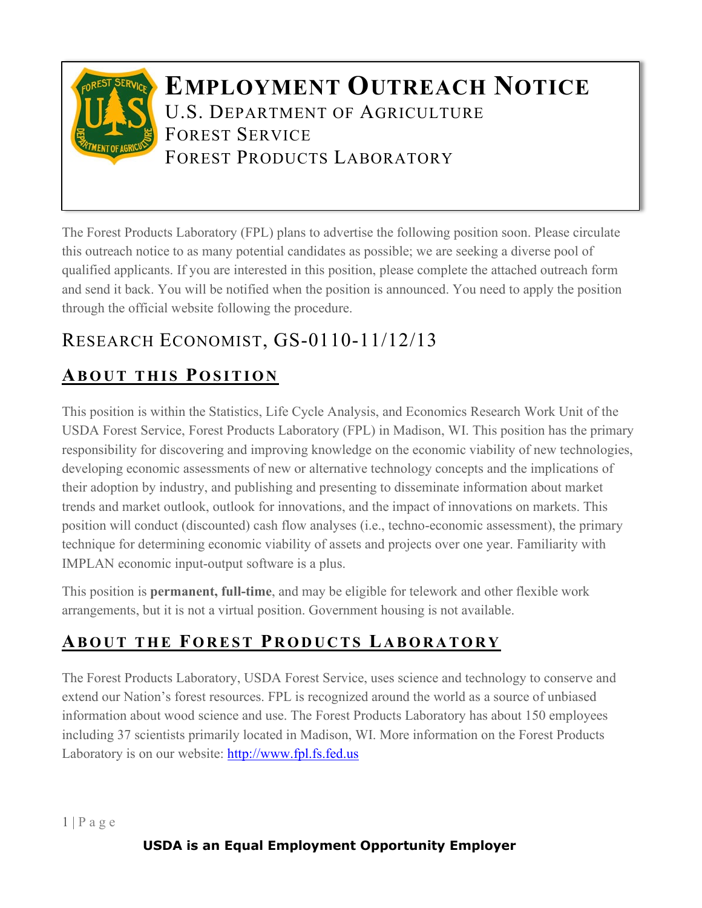# Employment Outreach Notice

U.S. Department of Agriculture
Forest Service
Forest Products Laboratory

The Forest Products Laboratory (FPL) plans to advertise the following position soon. Please circulate this outreach notice to as many potential candidates as possible; we are seeking a diverse pool of qualified applicants. If you are interested in this position, please complete the attached outreach form and send it back. You will be notified when the position is announced. You need to apply the position through the official website following the procedure.

## Research Economist, GS-0110-11/12/13

### About this Position

This position is within the Statistics, Life Cycle Analysis, and Economics Research Work Unit of the USDA Forest Service, Forest Products Laboratory (FPL) in Madison, WI. This position has the primary responsibility for discovering and improving knowledge on the economic viability of new technologies, developing economic assessments of new or alternative technology concepts and the implications of their adoption by industry, and publishing and presenting to disseminate information about market trends and market outlook, outlook for innovations, and the impact of innovations on markets. This position will conduct (discounted) cash flow analyses (i.e., techno-economic assessment), the primary technique for determining economic viability of assets and projects over one year. Familiarity with IMPLAN economic input-output software is a plus.

This position is **permanent, full-time**, and may be eligible for telework and other flexible work arrangements, but it is not a virtual position. Government housing is not available.

### About the Forest Products Laboratory

The Forest Products Laboratory, USDA Forest Service, uses science and technology to conserve and extend our Nation's forest resources. FPL is recognized around the world as a source of unbiased information about wood science and use. The Forest Products Laboratory has about 150 employees including 37 scientists primarily located in Madison, WI. More information on the Forest Products Laboratory is on our website: [http://www.fpl.fs.fed.us](http://www.fpl.fs.fed.us)

**USDA is an Equal Employment Opportunity Employer**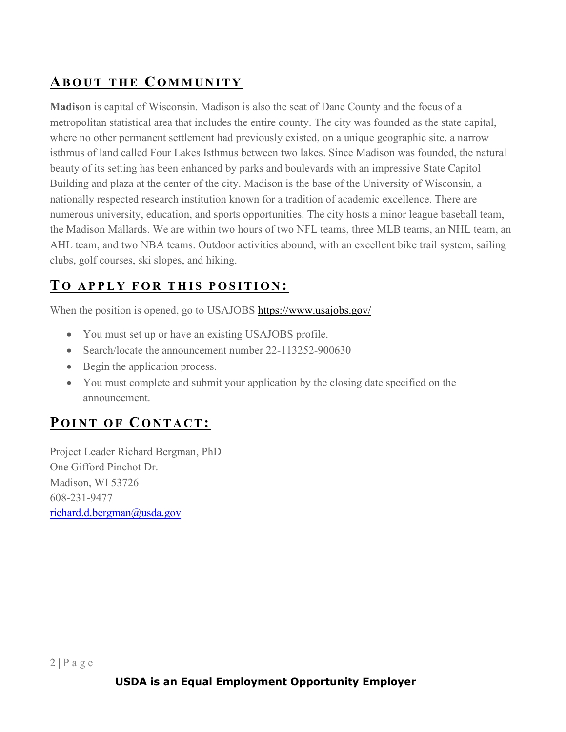## About the Community

**Madison** is capital of Wisconsin. Madison is also the seat of Dane County and the focus of a metropolitan statistical area that includes the entire county. The city was founded as the state capital, where no other permanent settlement had previously existed, on a unique geographic site, a narrow isthmus of land called Four Lakes Isthmus between two lakes. Since Madison was founded, the natural beauty of its setting has been enhanced by parks and boulevards with an impressive State Capitol Building and plaza at the center of the city. Madison is the base of the University of Wisconsin, a nationally respected research institution known for a tradition of academic excellence. There are numerous university, education, and sports opportunities. The city hosts a minor league baseball team, the Madison Mallards. We are within two hours of two NFL teams, three MLB teams, an NHL team, an AHL team, and two NBA teams. Outdoor activities abound, with an excellent bike trail system, sailing clubs, golf courses, ski slopes, and hiking.

## To apply for this position:

When the position is opened, go to USAJOBS https://www.usajobs.gov/

- You must set up or have an existing USAJOBS profile.
- Search/locate the announcement number 22-113252-900630
- Begin the application process.
- You must complete and submit your application by the closing date specified on the announcement.

## Point of Contact:

Project Leader Richard Bergman, PhD
One Gifford Pinchot Dr.
Madison, WI 53726
608-231-9477
richard.d.bergman@usda.gov

**USDA is an Equal Employment Opportunity Employer**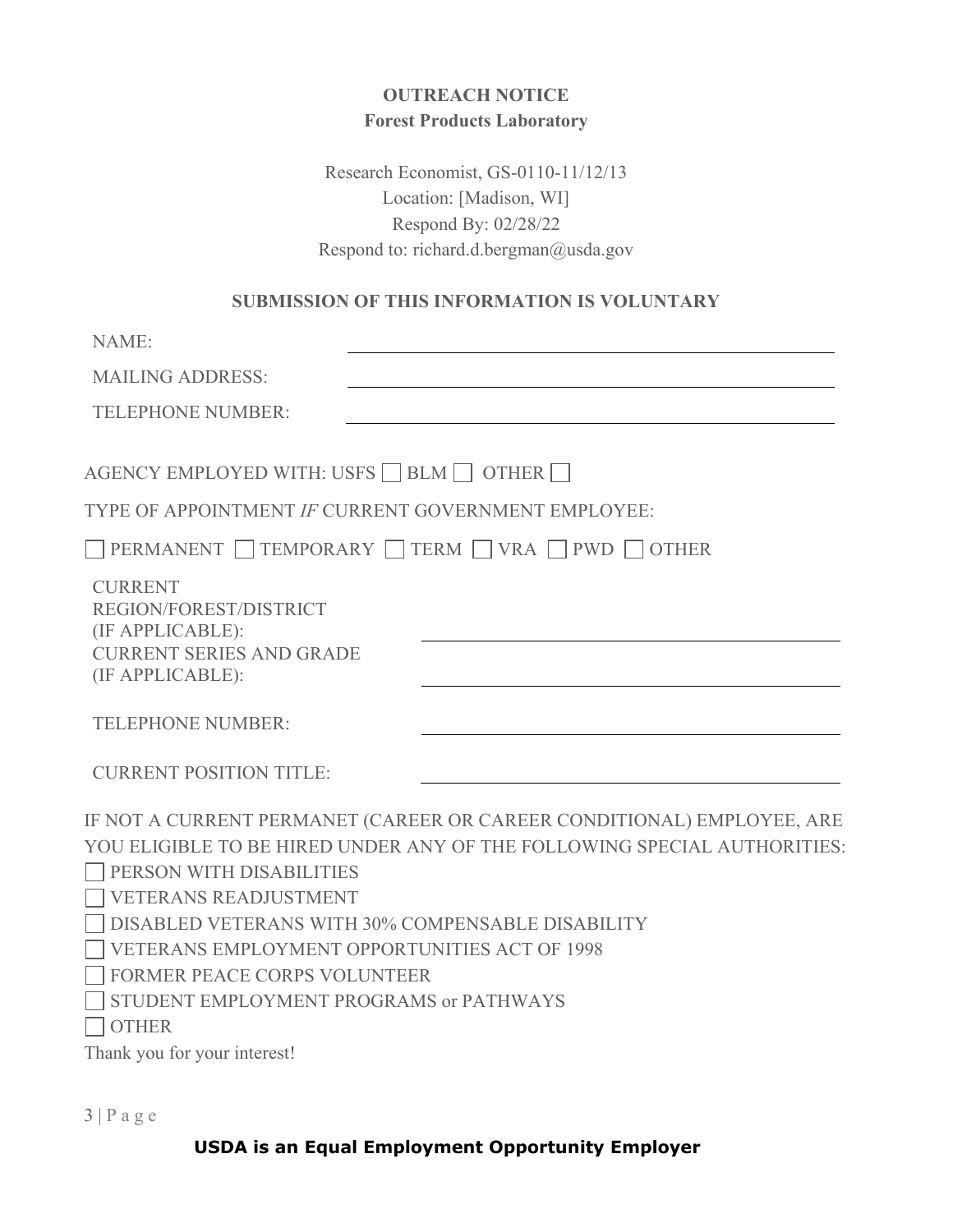**OUTREACH NOTICE**
**Forest Products Laboratory**

Research Economist, GS-0110-11/12/13
Location: [Madison, WI]
Respond By: 02/28/22
Respond to: richard.d.bergman@usda.gov

**SUBMISSION OF THIS INFORMATION IS VOLUNTARY**

NAME: ______________________________

MAILING ADDRESS: ______________________________

TELEPHONE NUMBER: ______________________________

AGENCY EMPLOYED WITH: USFS ☐ BLM ☐ OTHER ☐

TYPE OF APPOINTMENT *IF* CURRENT GOVERNMENT EMPLOYEE:

☐ PERMANENT ☐ TEMPORARY ☐ TERM ☐ VRA ☐ PWD ☐ OTHER

CURRENT REGION/FOREST/DISTRICT (IF APPLICABLE): ______________________________

CURRENT SERIES AND GRADE (IF APPLICABLE): ______________________________

TELEPHONE NUMBER: ______________________________

CURRENT POSITION TITLE: ______________________________

IF NOT A CURRENT PERMANET (CAREER OR CAREER CONDITIONAL) EMPLOYEE, ARE YOU ELIGIBLE TO BE HIRED UNDER ANY OF THE FOLLOWING SPECIAL AUTHORITIES:

☐ PERSON WITH DISABILITIES
☐ VETERANS READJUSTMENT
☐ DISABLED VETERANS WITH 30% COMPENSABLE DISABILITY
☐ VETERANS EMPLOYMENT OPPORTUNITIES ACT OF 1998
☐ FORMER PEACE CORPS VOLUNTEER
☐ STUDENT EMPLOYMENT PROGRAMS or PATHWAYS
☐ OTHER

Thank you for your interest!

**USDA is an Equal Employment Opportunity Employer**